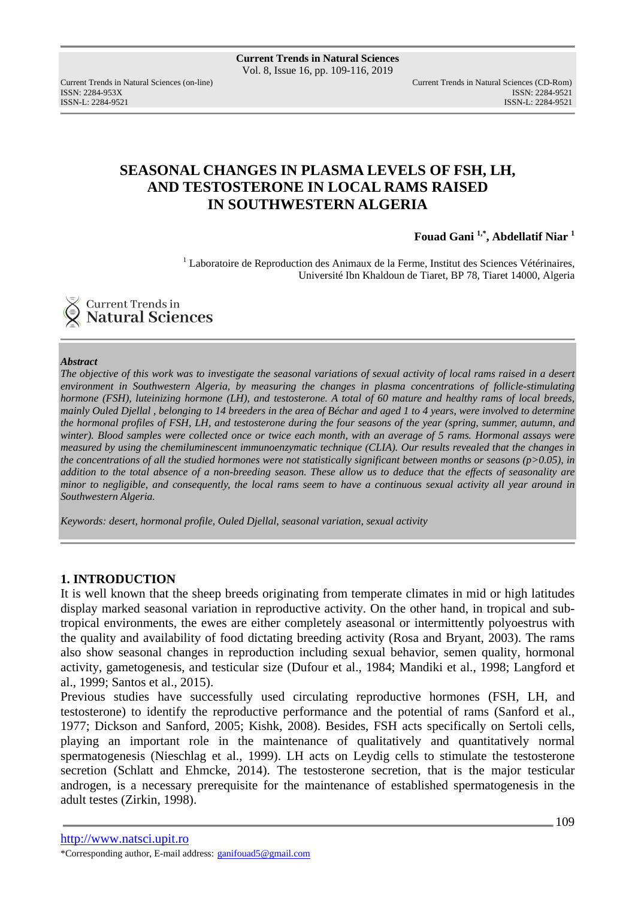# SEASONAL CHANGES IN PLASMA LEVELS OF FSH, LH, AND TESTOSTERONE IN LOCAL RAMS RAISED IN SOUTHWESTERN ALGERIA

**Fouad Gani [1,*], Abdellatif Niar [1]**

[1] Laboratoire de Reproduction des Animaux de la Ferme, Institut des Sciences Vétérinaires, Université Ibn Khaldoun de Tiaret, BP 78, Tiaret 14000, Algeria

***Abstract***

*The objective of this work was to investigate the seasonal variations of sexual activity of local rams raised in a desert environment in Southwestern Algeria, by measuring the changes in plasma concentrations of follicle-stimulating hormone (FSH), luteinizing hormone (LH), and testosterone. A total of 60 mature and healthy rams of local breeds, mainly Ouled Djellal , belonging to 14 breeders in the area of Béchar and aged 1 to 4 years, were involved to determine the hormonal profiles of FSH, LH, and testosterone during the four seasons of the year (spring, summer, autumn, and winter). Blood samples were collected once or twice each month, with an average of 5 rams. Hormonal assays were measured by using the chemiluminescent immunoenzymatic technique (CLIA). Our results revealed that the changes in the concentrations of all the studied hormones were not statistically significant between months or seasons ($p>0.05$), in addition to the total absence of a non-breeding season. These allow us to deduce that the effects of seasonality are minor to negligible, and consequently, the local rams seem to have a continuous sexual activity all year around in Southwestern Algeria.*

*Keywords: desert, hormonal profile, Ouled Djellal, seasonal variation, sexual activity*

## 1. INTRODUCTION

It is well known that the sheep breeds originating from temperate climates in mid or high latitudes display marked seasonal variation in reproductive activity. On the other hand, in tropical and sub-tropical environments, the ewes are either completely aseasonal or intermittently polyoestrus with the quality and availability of food dictating breeding activity (Rosa and Bryant, 2003). The rams also show seasonal changes in reproduction including sexual behavior, semen quality, hormonal activity, gametogenesis, and testicular size (Dufour et al., 1984; Mandiki et al., 1998; Langford et al., 1999; Santos et al., 2015).

Previous studies have successfully used circulating reproductive hormones (FSH, LH, and testosterone) to identify the reproductive performance and the potential of rams (Sanford et al., 1977; Dickson and Sanford, 2005; Kishk, 2008). Besides, FSH acts specifically on Sertoli cells, playing an important role in the maintenance of qualitatively and quantitatively normal spermatogenesis (Nieschlag et al., 1999). LH acts on Leydig cells to stimulate the testosterone secretion (Schlatt and Ehmcke, 2014). The testosterone secretion, that is the major testicular androgen, is a necessary prerequisite for the maintenance of established spermatogenesis in the adult testes (Zirkin, 1998).

*Corresponding author, E-mail address: ganifouad5@gmail.com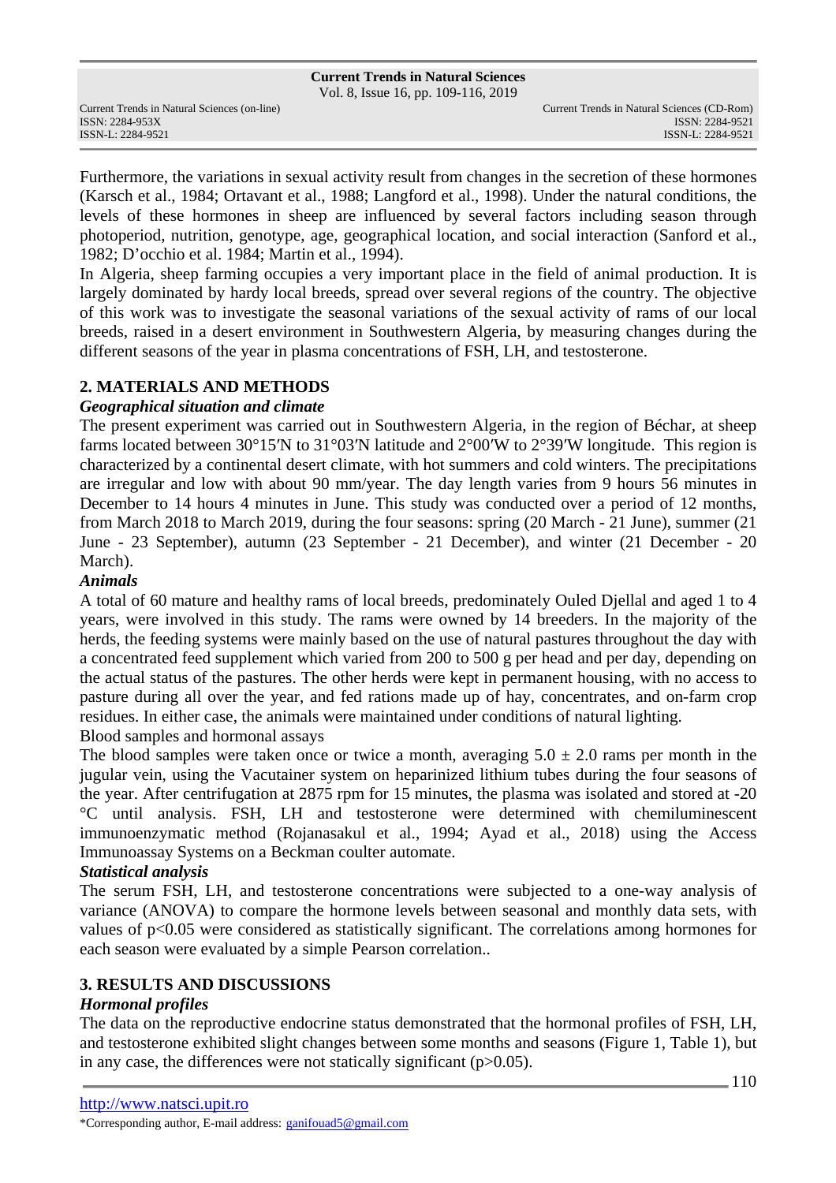Furthermore, the variations in sexual activity result from changes in the secretion of these hormones (Karsch et al., 1984; Ortavant et al., 1988; Langford et al., 1998). Under the natural conditions, the levels of these hormones in sheep are influenced by several factors including season through photoperiod, nutrition, genotype, age, geographical location, and social interaction (Sanford et al., 1982; D'occhio et al. 1984; Martin et al., 1994).

In Algeria, sheep farming occupies a very important place in the field of animal production. It is largely dominated by hardy local breeds, spread over several regions of the country. The objective of this work was to investigate the seasonal variations of the sexual activity of rams of our local breeds, raised in a desert environment in Southwestern Algeria, by measuring changes during the different seasons of the year in plasma concentrations of FSH, LH, and testosterone.

## 2. MATERIALS AND METHODS

### *Geographical situation and climate*

The present experiment was carried out in Southwestern Algeria, in the region of Béchar, at sheep farms located between 30°15′N to 31°03′N latitude and 2°00′W to 2°39′W longitude. This region is characterized by a continental desert climate, with hot summers and cold winters. The precipitations are irregular and low with about 90 mm/year. The day length varies from 9 hours 56 minutes in December to 14 hours 4 minutes in June. This study was conducted over a period of 12 months, from March 2018 to March 2019, during the four seasons: spring (20 March - 21 June), summer (21 June - 23 September), autumn (23 September - 21 December), and winter (21 December - 20 March).

### *Animals*

A total of 60 mature and healthy rams of local breeds, predominately Ouled Djellal and aged 1 to 4 years, were involved in this study. The rams were owned by 14 breeders. In the majority of the herds, the feeding systems were mainly based on the use of natural pastures throughout the day with a concentrated feed supplement which varied from 200 to 500 g per head and per day, depending on the actual status of the pastures. The other herds were kept in permanent housing, with no access to pasture during all over the year, and fed rations made up of hay, concentrates, and on-farm crop residues. In either case, the animals were maintained under conditions of natural lighting.

Blood samples and hormonal assays

The blood samples were taken once or twice a month, averaging $5.0 \pm 2.0$ rams per month in the jugular vein, using the Vacutainer system on heparinized lithium tubes during the four seasons of the year. After centrifugation at 2875 rpm for 15 minutes, the plasma was isolated and stored at -20 °C until analysis. FSH, LH and testosterone were determined with chemiluminescent immunoenzymatic method (Rojanasakul et al., 1994; Ayad et al., 2018) using the Access Immunoassay Systems on a Beckman coulter automate.

### *Statistical analysis*

The serum FSH, LH, and testosterone concentrations were subjected to a one-way analysis of variance (ANOVA) to compare the hormone levels between seasonal and monthly data sets, with values of $p<0.05$ were considered as statistically significant. The correlations among hormones for each season were evaluated by a simple Pearson correlation..

## 3. RESULTS AND DISCUSSIONS

### *Hormonal profiles*

The data on the reproductive endocrine status demonstrated that the hormonal profiles of FSH, LH, and testosterone exhibited slight changes between some months and seasons (Figure 1, Table 1), but in any case, the differences were not statically significant ($p>0.05$).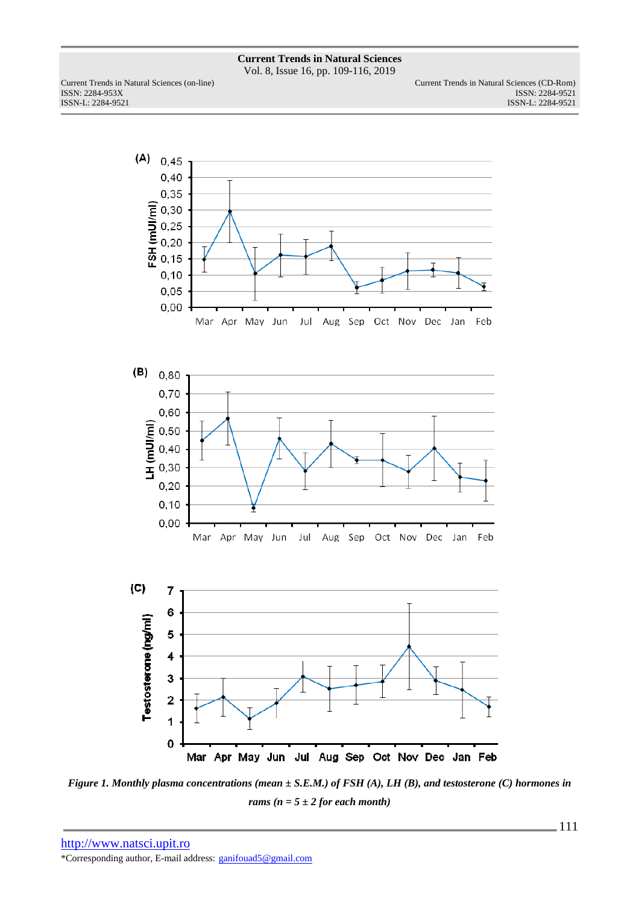*Figure 1. Monthly plasma concentrations (mean ± S.E.M.) of FSH (A), LH (B), and testosterone (C) hormones in rams (n = 5 ± 2 for each month)*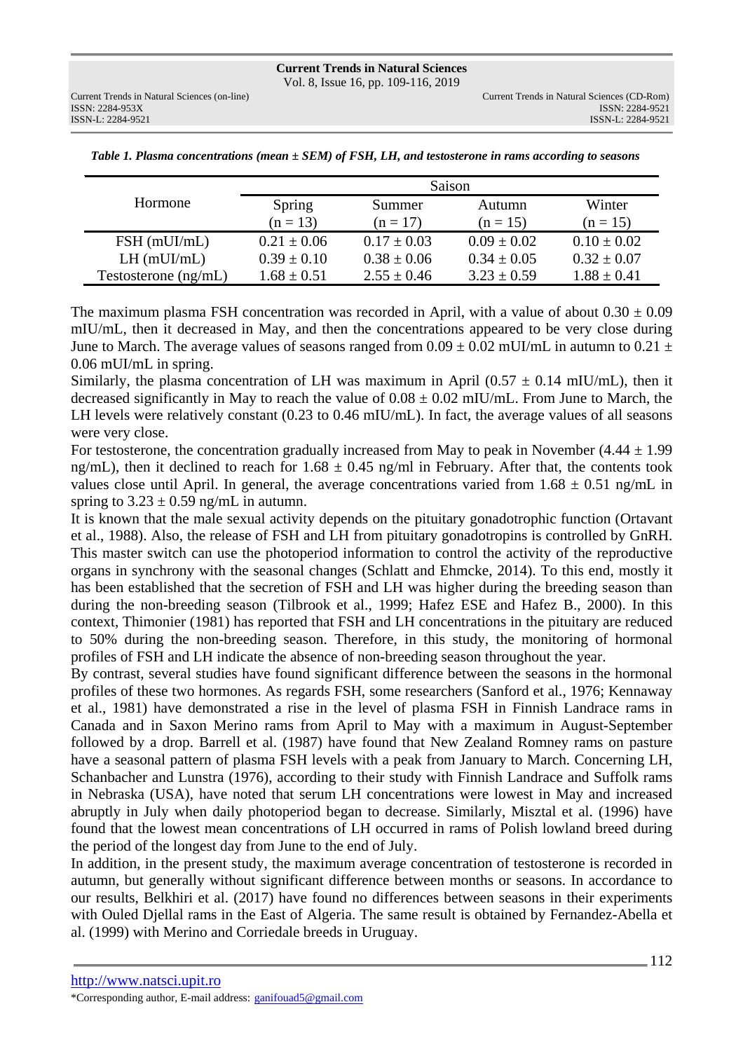*Table 1. Plasma concentrations (mean ± SEM) of FSH, LH, and testosterone in rams according to seasons*

| Hormone | Saison | | | |
|---|---|---|---|---|
| | Spring (n = 13) | Summer (n = 17) | Autumn (n = 15) | Winter (n = 15) |
| FSH (mUI/mL) | 0.21 ± 0.06 | 0.17 ± 0.03 | 0.09 ± 0.02 | 0.10 ± 0.02 |
| LH (mUI/mL) | 0.39 ± 0.10 | 0.38 ± 0.06 | 0.34 ± 0.05 | 0.32 ± 0.07 |
| Testosterone (ng/mL) | 1.68 ± 0.51 | 2.55 ± 0.46 | 3.23 ± 0.59 | 1.88 ± 0.41 |

The maximum plasma FSH concentration was recorded in April, with a value of about 0.30 ± 0.09 mIU/mL, then it decreased in May, and then the concentrations appeared to be very close during June to March. The average values of seasons ranged from 0.09 ± 0.02 mUI/mL in autumn to 0.21 ± 0.06 mUI/mL in spring.

Similarly, the plasma concentration of LH was maximum in April (0.57 ± 0.14 mIU/mL), then it decreased significantly in May to reach the value of 0.08 ± 0.02 mIU/mL. From June to March, the LH levels were relatively constant (0.23 to 0.46 mIU/mL). In fact, the average values of all seasons were very close.

For testosterone, the concentration gradually increased from May to peak in November (4.44 ± 1.99 ng/mL), then it declined to reach for 1.68 ± 0.45 ng/ml in February. After that, the contents took values close until April. In general, the average concentrations varied from 1.68 ± 0.51 ng/mL in spring to 3.23 ± 0.59 ng/mL in autumn.

It is known that the male sexual activity depends on the pituitary gonadotrophic function (Ortavant et al., 1988). Also, the release of FSH and LH from pituitary gonadotropins is controlled by GnRH. This master switch can use the photoperiod information to control the activity of the reproductive organs in synchrony with the seasonal changes (Schlatt and Ehmcke, 2014). To this end, mostly it has been established that the secretion of FSH and LH was higher during the breeding season than during the non-breeding season (Tilbrook et al., 1999; Hafez ESE and Hafez B., 2000). In this context, Thimonier (1981) has reported that FSH and LH concentrations in the pituitary are reduced to 50% during the non-breeding season. Therefore, in this study, the monitoring of hormonal profiles of FSH and LH indicate the absence of non-breeding season throughout the year.

By contrast, several studies have found significant difference between the seasons in the hormonal profiles of these two hormones. As regards FSH, some researchers (Sanford et al., 1976; Kennaway et al., 1981) have demonstrated a rise in the level of plasma FSH in Finnish Landrace rams in Canada and in Saxon Merino rams from April to May with a maximum in August-September followed by a drop. Barrell et al. (1987) have found that New Zealand Romney rams on pasture have a seasonal pattern of plasma FSH levels with a peak from January to March. Concerning LH, Schanbacher and Lunstra (1976), according to their study with Finnish Landrace and Suffolk rams in Nebraska (USA), have noted that serum LH concentrations were lowest in May and increased abruptly in July when daily photoperiod began to decrease. Similarly, Misztal et al. (1996) have found that the lowest mean concentrations of LH occurred in rams of Polish lowland breed during the period of the longest day from June to the end of July.

In addition, in the present study, the maximum average concentration of testosterone is recorded in autumn, but generally without significant difference between months or seasons. In accordance to our results, Belkhiri et al. (2017) have found no differences between seasons in their experiments with Ouled Djellal rams in the East of Algeria. The same result is obtained by Fernandez-Abella et al. (1999) with Merino and Corriedale breeds in Uruguay.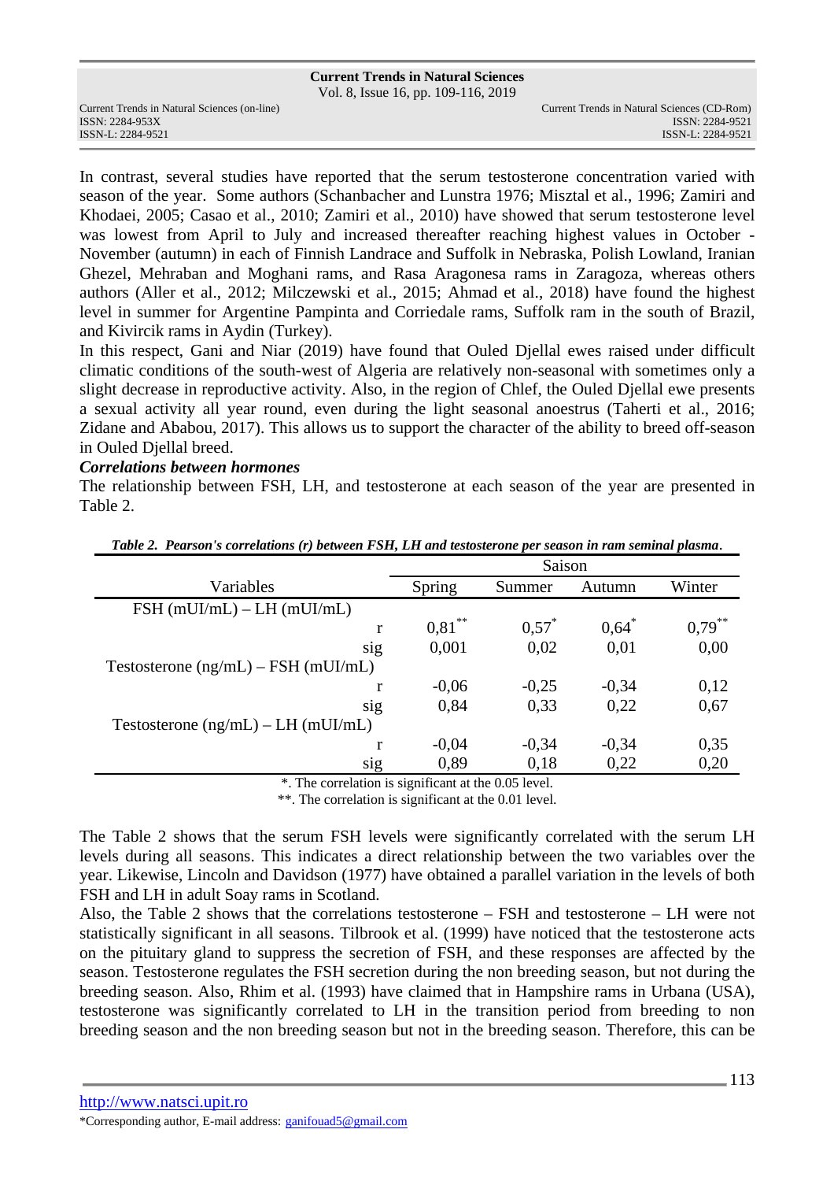In contrast, several studies have reported that the serum testosterone concentration varied with season of the year. Some authors (Schanbacher and Lunstra 1976; Misztal et al., 1996; Zamiri and Khodaei, 2005; Casao et al., 2010; Zamiri et al., 2010) have showed that serum testosterone level was lowest from April to July and increased thereafter reaching highest values in October - November (autumn) in each of Finnish Landrace and Suffolk in Nebraska, Polish Lowland, Iranian Ghezel, Mehraban and Moghani rams, and Rasa Aragonesa rams in Zaragoza, whereas others authors (Aller et al., 2012; Milczewski et al., 2015; Ahmad et al., 2018) have found the highest level in summer for Argentine Pampinta and Corriedale rams, Suffolk ram in the south of Brazil, and Kivircik rams in Aydin (Turkey).

In this respect, Gani and Niar (2019) have found that Ouled Djellal ewes raised under difficult climatic conditions of the south-west of Algeria are relatively non-seasonal with sometimes only a slight decrease in reproductive activity. Also, in the region of Chlef, the Ouled Djellal ewe presents a sexual activity all year round, even during the light seasonal anoestrus (Taherti et al., 2016; Zidane and Ababou, 2017). This allows us to support the character of the ability to breed off-season in Ouled Djellal breed.

***Correlations between hormones***

The relationship between FSH, LH, and testosterone at each season of the year are presented in Table 2.

***Table 2. Pearson's correlations (r) between FSH, LH and testosterone per season in ram seminal plasma.***

| Variables | | Saison | | | |
|---|---|---|---|---|---|
| | | Spring | Summer | Autumn | Winter |
| FSH (mUI/mL) – LH (mUI/mL) | | | | | |
| | r | 0,81** | 0,57* | 0,64* | 0,79** |
| | sig | 0,001 | 0,02 | 0,01 | 0,00 |
| Testosterone (ng/mL) – FSH (mUI/mL) | | | | | |
| | r | -0,06 | -0,25 | -0,34 | 0,12 |
| | sig | 0,84 | 0,33 | 0,22 | 0,67 |
| Testosterone (ng/mL) – LH (mUI/mL) | | | | | |
| | r | -0,04 | -0,34 | -0,34 | 0,35 |
| | sig | 0,89 | 0,18 | 0,22 | 0,20 |

*. The correlation is significant at the 0.05 level.
**. The correlation is significant at the 0.01 level.

The Table 2 shows that the serum FSH levels were significantly correlated with the serum LH levels during all seasons. This indicates a direct relationship between the two variables over the year. Likewise, Lincoln and Davidson (1977) have obtained a parallel variation in the levels of both FSH and LH in adult Soay rams in Scotland.

Also, the Table 2 shows that the correlations testosterone – FSH and testosterone – LH were not statistically significant in all seasons. Tilbrook et al. (1999) have noticed that the testosterone acts on the pituitary gland to suppress the secretion of FSH, and these responses are affected by the season. Testosterone regulates the FSH secretion during the non breeding season, but not during the breeding season. Also, Rhim et al. (1993) have claimed that in Hampshire rams in Urbana (USA), testosterone was significantly correlated to LH in the transition period from breeding to non breeding season and the non breeding season but not in the breeding season. Therefore, this can be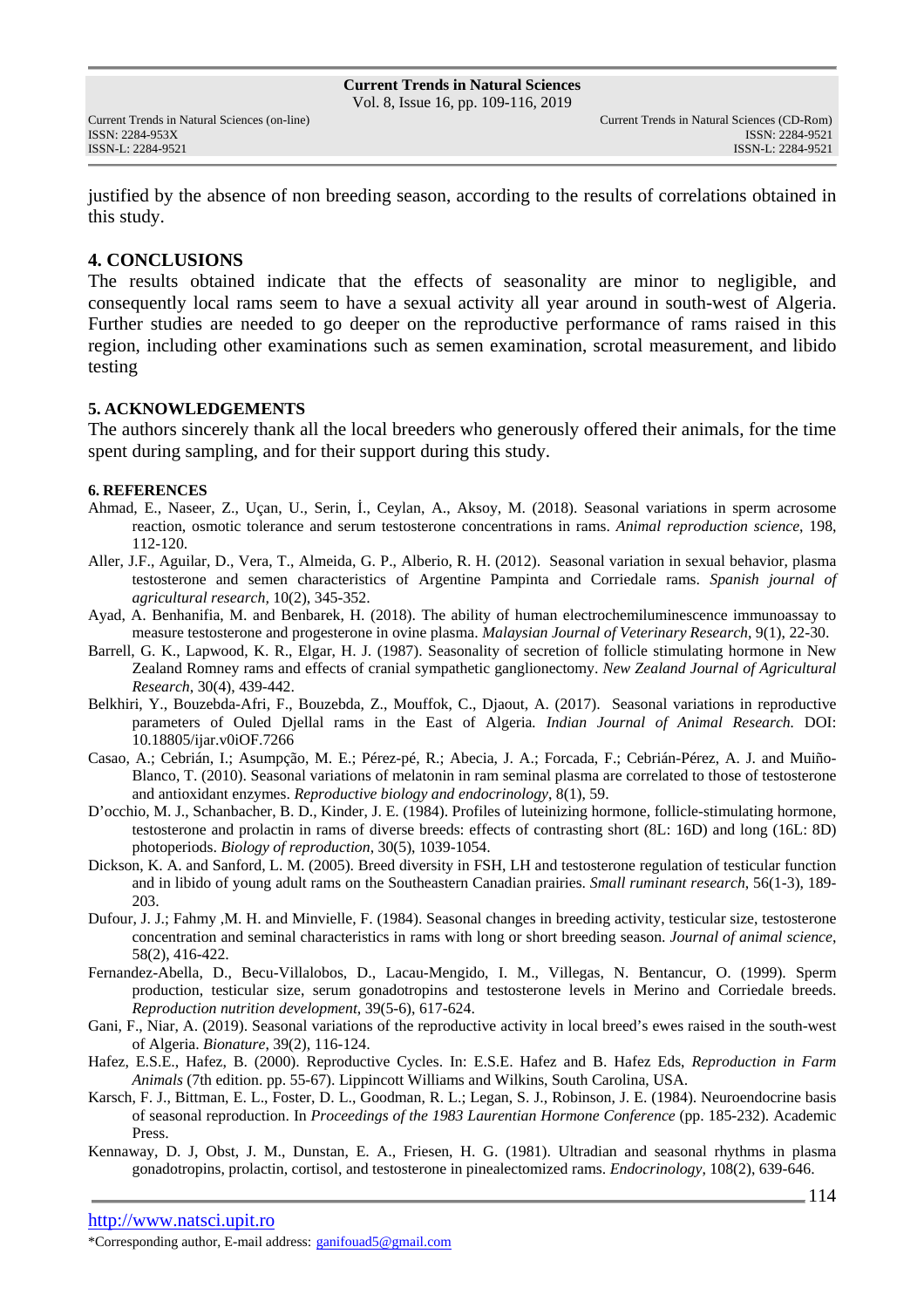justified by the absence of non breeding season, according to the results of correlations obtained in this study.

## 4. CONCLUSIONS

The results obtained indicate that the effects of seasonality are minor to negligible, and consequently local rams seem to have a sexual activity all year around in south-west of Algeria. Further studies are needed to go deeper on the reproductive performance of rams raised in this region, including other examinations such as semen examination, scrotal measurement, and libido testing

## 5. ACKNOWLEDGEMENTS

The authors sincerely thank all the local breeders who generously offered their animals, for the time spent during sampling, and for their support during this study.

## 6. REFERENCES

Ahmad, E., Naseer, Z., Uçan, U., Serin, İ., Ceylan, A., Aksoy, M. (2018). Seasonal variations in sperm acrosome reaction, osmotic tolerance and serum testosterone concentrations in rams. *Animal reproduction science*, 198, 112-120.

Aller, J.F., Aguilar, D., Vera, T., Almeida, G. P., Alberio, R. H. (2012). Seasonal variation in sexual behavior, plasma testosterone and semen characteristics of Argentine Pampinta and Corriedale rams. *Spanish journal of agricultural research*, 10(2), 345-352.

Ayad, A. Benhanifia, M. and Benbarek, H. (2018). The ability of human electrochemiluminescence immunoassay to measure testosterone and progesterone in ovine plasma. *Malaysian Journal of Veterinary Research*, 9(1), 22-30.

Barrell, G. K., Lapwood, K. R., Elgar, H. J. (1987). Seasonality of secretion of follicle stimulating hormone in New Zealand Romney rams and effects of cranial sympathetic ganglionectomy. *New Zealand Journal of Agricultural Research*, 30(4), 439-442.

Belkhiri, Y., Bouzebda-Afri, F., Bouzebda, Z., Mouffok, C., Djaout, A. (2017). Seasonal variations in reproductive parameters of Ouled Djellal rams in the East of Algeria. *Indian Journal of Animal Research.* DOI: 10.18805/ijar.v0iOF.7266

Casao, A.; Cebrián, I.; Asumpção, M. E.; Pérez-pé, R.; Abecia, J. A.; Forcada, F.; Cebrián-Pérez, A. J. and Muiño-Blanco, T. (2010). Seasonal variations of melatonin in ram seminal plasma are correlated to those of testosterone and antioxidant enzymes. *Reproductive biology and endocrinology*, 8(1), 59.

D'occhio, M. J., Schanbacher, B. D., Kinder, J. E. (1984). Profiles of luteinizing hormone, follicle-stimulating hormone, testosterone and prolactin in rams of diverse breeds: effects of contrasting short (8L: 16D) and long (16L: 8D) photoperiods. *Biology of reproduction*, 30(5), 1039-1054.

Dickson, K. A. and Sanford, L. M. (2005). Breed diversity in FSH, LH and testosterone regulation of testicular function and in libido of young adult rams on the Southeastern Canadian prairies. *Small ruminant research*, 56(1-3), 189-203.

Dufour, J. J.; Fahmy ,M. H. and Minvielle, F. (1984). Seasonal changes in breeding activity, testicular size, testosterone concentration and seminal characteristics in rams with long or short breeding season. *Journal of animal science*, 58(2), 416-422.

Fernandez-Abella, D., Becu-Villalobos, D., Lacau-Mengido, I. M., Villegas, N. Bentancur, O. (1999). Sperm production, testicular size, serum gonadotropins and testosterone levels in Merino and Corriedale breeds. *Reproduction nutrition development*, 39(5-6), 617-624.

Gani, F., Niar, A. (2019). Seasonal variations of the reproductive activity in local breed's ewes raised in the south-west of Algeria. *Bionature*, 39(2), 116-124.

Hafez, E.S.E., Hafez, B. (2000). Reproductive Cycles. In: E.S.E. Hafez and B. Hafez Eds, *Reproduction in Farm Animals* (7th edition. pp. 55-67). Lippincott Williams and Wilkins, South Carolina, USA.

Karsch, F. J., Bittman, E. L., Foster, D. L., Goodman, R. L.; Legan, S. J., Robinson, J. E. (1984). Neuroendocrine basis of seasonal reproduction. In *Proceedings of the 1983 Laurentian Hormone Conference* (pp. 185-232). Academic Press.

Kennaway, D. J, Obst, J. M., Dunstan, E. A., Friesen, H. G. (1981). Ultradian and seasonal rhythms in plasma gonadotropins, prolactin, cortisol, and testosterone in pinealectomized rams. *Endocrinology*, 108(2), 639-646.

http://www.natsci.upit.ro

*Corresponding author, E-mail address: ganifouad5@gmail.com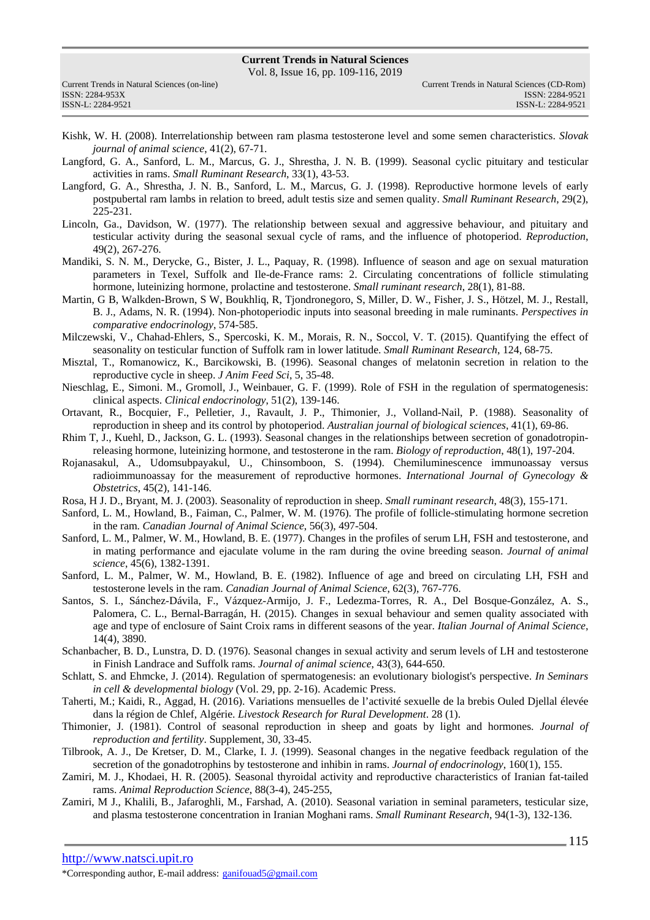Kishk, W. H. (2008). Interrelationship between ram plasma testosterone level and some semen characteristics. *Slovak journal of animal science*, 41(2), 67-71.

Langford, G. A., Sanford, L. M., Marcus, G. J., Shrestha, J. N. B. (1999). Seasonal cyclic pituitary and testicular activities in rams. *Small Ruminant Research*, 33(1), 43-53.

Langford, G. A., Shrestha, J. N. B., Sanford, L. M., Marcus, G. J. (1998). Reproductive hormone levels of early postpubertal ram lambs in relation to breed, adult testis size and semen quality. *Small Ruminant Research*, 29(2), 225-231.

Lincoln, Ga., Davidson, W. (1977). The relationship between sexual and aggressive behaviour, and pituitary and testicular activity during the seasonal sexual cycle of rams, and the influence of photoperiod. *Reproduction*, 49(2), 267-276.

Mandiki, S. N. M., Derycke, G., Bister, J. L., Paquay, R. (1998). Influence of season and age on sexual maturation parameters in Texel, Suffolk and Ile-de-France rams: 2. Circulating concentrations of follicle stimulating hormone, luteinizing hormone, prolactine and testosterone. *Small ruminant research*, 28(1), 81-88.

Martin, G B, Walkden-Brown, S W, Boukhliq, R, Tjondronegoro, S, Miller, D. W., Fisher, J. S., Hötzel, M. J., Restall, B. J., Adams, N. R. (1994). Non-photoperiodic inputs into seasonal breeding in male ruminants. *Perspectives in comparative endocrinology*, 574-585.

Milczewski, V., Chahad-Ehlers, S., Spercoski, K. M., Morais, R. N., Soccol, V. T. (2015). Quantifying the effect of seasonality on testicular function of Suffolk ram in lower latitude. *Small Ruminant Research*, 124, 68-75.

Misztal, T., Romanowicz, K., Barcikowski, B. (1996). Seasonal changes of melatonin secretion in relation to the reproductive cycle in sheep. *J Anim Feed Sci*, 5, 35-48.

Nieschlag, E., Simoni. M., Gromoll, J., Weinbauer, G. F. (1999). Role of FSH in the regulation of spermatogenesis: clinical aspects. *Clinical endocrinology*, 51(2), 139-146.

Ortavant, R., Bocquier, F., Pelletier, J., Ravault, J. P., Thimonier, J., Volland-Nail, P. (1988). Seasonality of reproduction in sheep and its control by photoperiod. *Australian journal of biological sciences*, 41(1), 69-86.

Rhim T, J., Kuehl, D., Jackson, G. L. (1993). Seasonal changes in the relationships between secretion of gonadotropin-releasing hormone, luteinizing hormone, and testosterone in the ram. *Biology of reproduction*, 48(1), 197-204.

Rojanasakul, A., Udomsubpayakul, U., Chinsomboon, S. (1994). Chemiluminescence immunoassay versus radioimmunoassay for the measurement of reproductive hormones. *International Journal of Gynecology & Obstetrics*, 45(2), 141-146.

Rosa, H J. D., Bryant, M. J. (2003). Seasonality of reproduction in sheep. *Small ruminant research*, 48(3), 155-171.

Sanford, L. M., Howland, B., Faiman, C., Palmer, W. M. (1976). The profile of follicle-stimulating hormone secretion in the ram. *Canadian Journal of Animal Science*, 56(3), 497-504.

Sanford, L. M., Palmer, W. M., Howland, B. E. (1977). Changes in the profiles of serum LH, FSH and testosterone, and in mating performance and ejaculate volume in the ram during the ovine breeding season. *Journal of animal science*, 45(6), 1382-1391.

Sanford, L. M., Palmer, W. M., Howland, B. E. (1982). Influence of age and breed on circulating LH, FSH and testosterone levels in the ram. *Canadian Journal of Animal Science*, 62(3), 767-776.

Santos, S. I., Sánchez-Dávila, F., Vázquez-Armijo, J. F., Ledezma-Torres, R. A., Del Bosque-González, A. S., Palomera, C. L., Bernal-Barragán, H. (2015). Changes in sexual behaviour and semen quality associated with age and type of enclosure of Saint Croix rams in different seasons of the year. *Italian Journal of Animal Science*, 14(4), 3890.

Schanbacher, B. D., Lunstra, D. D. (1976). Seasonal changes in sexual activity and serum levels of LH and testosterone in Finish Landrace and Suffolk rams. *Journal of animal science*, 43(3), 644-650.

Schlatt, S. and Ehmcke, J. (2014). Regulation of spermatogenesis: an evolutionary biologist's perspective. *In Seminars in cell & developmental biology* (Vol. 29, pp. 2-16). Academic Press.

Taherti, M.; Kaidi, R., Aggad, H. (2016). Variations mensuelles de l'activité sexuelle de la brebis Ouled Djellal élevée dans la région de Chlef, Algérie. *Livestock Research for Rural Development*. 28 (1).

Thimonier, J. (1981). Control of seasonal reproduction in sheep and goats by light and hormones. *Journal of reproduction and fertility*. Supplement, 30, 33-45.

Tilbrook, A. J., De Kretser, D. M., Clarke, I. J. (1999). Seasonal changes in the negative feedback regulation of the secretion of the gonadotrophins by testosterone and inhibin in rams. *Journal of endocrinology*, 160(1), 155.

Zamiri, M. J., Khodaei, H. R. (2005). Seasonal thyroidal activity and reproductive characteristics of Iranian fat-tailed rams. *Animal Reproduction Science*, 88(3-4), 245-255,

Zamiri, M J., Khalili, B., Jafaroghli, M., Farshad, A. (2010). Seasonal variation in seminal parameters, testicular size, and plasma testosterone concentration in Iranian Moghani rams. *Small Ruminant Research*, 94(1-3), 132-136.

*Corresponding author, E-mail address: ganifouad5@gmail.com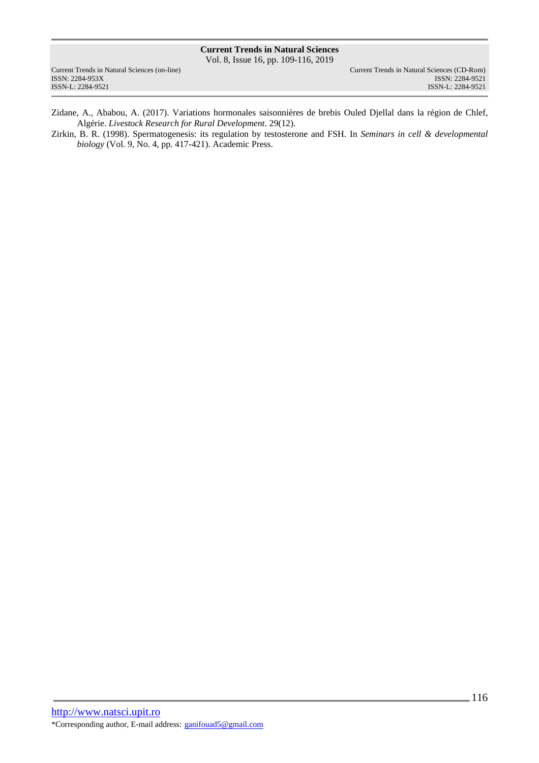Zidane, A., Ababou, A. (2017). Variations hormonales saisonnières de brebis Ouled Djellal dans la région de Chlef, Algérie. *Livestock Research for Rural Development*. 29(12).

Zirkin, B. R. (1998). Spermatogenesis: its regulation by testosterone and FSH. In *Seminars in cell & developmental biology* (Vol. 9, No. 4, pp. 417-421). Academic Press.